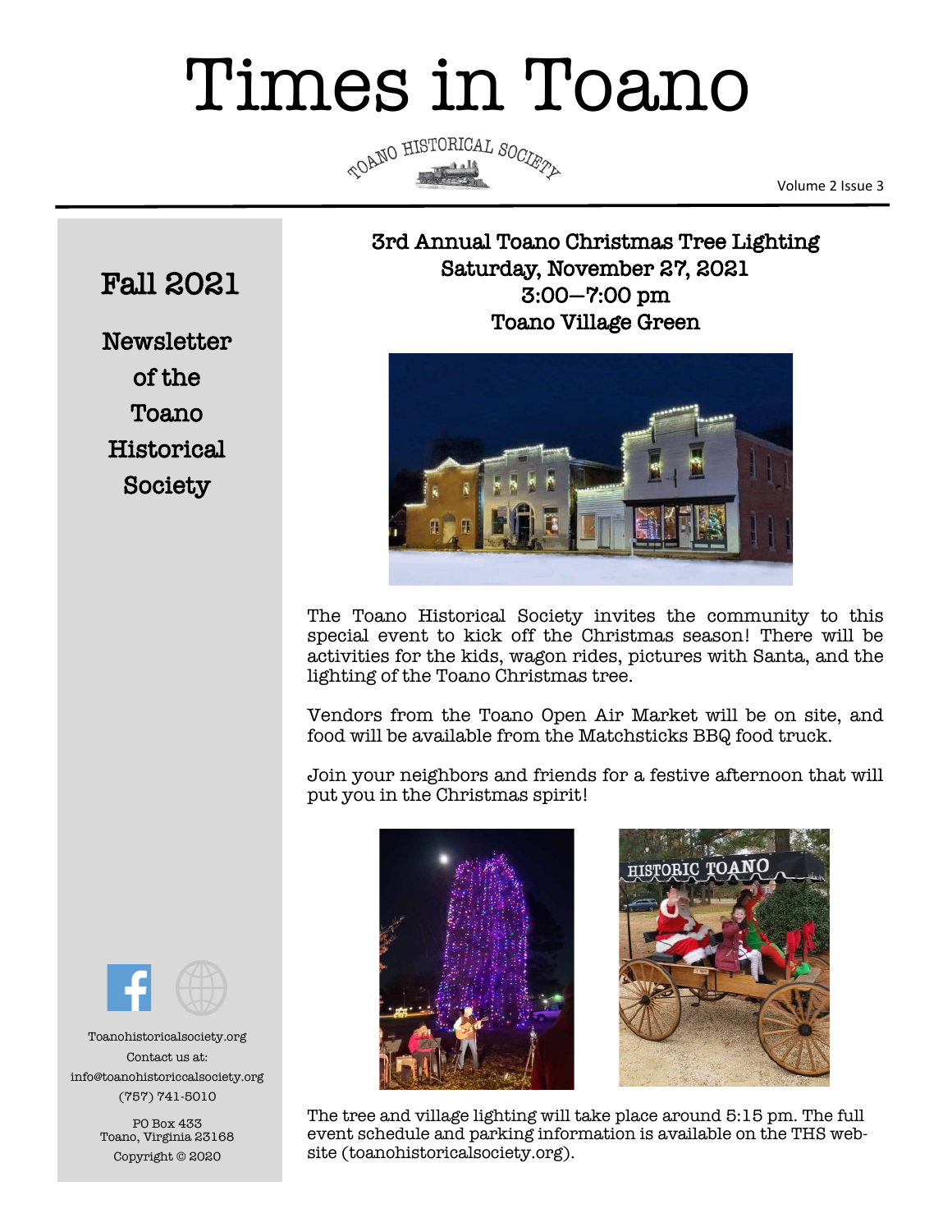# Times in Toano

TOANO HISTORICAL SOCIETY

Volume 2 Issue 3

## Fall 2021

**Newsletter of the Toano Historical Society**

## 3rd Annual Toano Christmas Tree Lighting
## Saturday, November 27, 2021
## 3:00—7:00 pm
## Toano Village Green

The Toano Historical Society invites the community to this special event to kick off the Christmas season! There will be activities for the kids, wagon rides, pictures with Santa, and the lighting of the Toano Christmas tree.

Vendors from the Toano Open Air Market will be on site, and food will be available from the Matchsticks BBQ food truck.

Join your neighbors and friends for a festive afternoon that will put you in the Christmas spirit!

The tree and village lighting will take place around 5:15 pm. The full event schedule and parking information is available on the THS website (toanohistoricalsociety.org).

---

Toanohistoricalsociety.org
Contact us at:
info@toanohistoriccalsociety.org
(757) 741-5010

PO Box 433
Toano, Virginia 23168
Copyright © 2020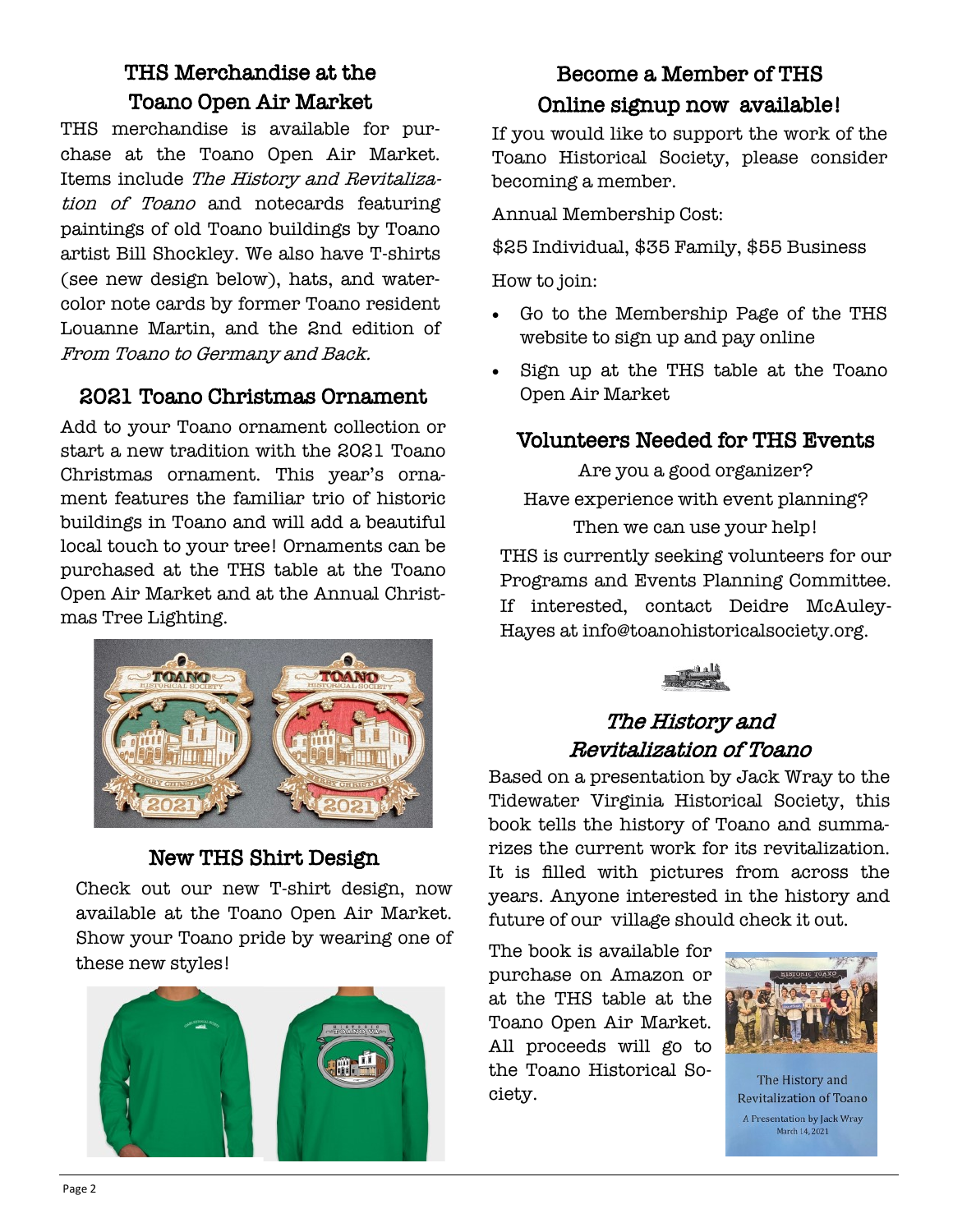## THS Merchandise at the Toano Open Air Market

THS merchandise is available for purchase at the Toano Open Air Market. Items include *The History and Revitalization of Toano* and notecards featuring paintings of old Toano buildings by Toano artist Bill Shockley. We also have T-shirts (see new design below), hats, and watercolor note cards by former Toano resident Louanne Martin, and the 2nd edition of *From Toano to Germany and Back.*

## 2021 Toano Christmas Ornament

Add to your Toano ornament collection or start a new tradition with the 2021 Toano Christmas ornament. This year's ornament features the familiar trio of historic buildings in Toano and will add a beautiful local touch to your tree! Ornaments can be purchased at the THS table at the Toano Open Air Market and at the Annual Christmas Tree Lighting.

## New THS Shirt Design

Check out our new T-shirt design, now available at the Toano Open Air Market. Show your Toano pride by wearing one of these new styles!

## Become a Member of THS Online signup now available!

If you would like to support the work of the Toano Historical Society, please consider becoming a member.

Annual Membership Cost:

$25 Individual, $35 Family, $55 Business

How to join:

- Go to the Membership Page of the THS website to sign up and pay online
- Sign up at the THS table at the Toano Open Air Market

## Volunteers Needed for THS Events

Are you a good organizer?

Have experience with event planning?

Then we can use your help!

THS is currently seeking volunteers for our Programs and Events Planning Committee. If interested, contact Deidre McAuley-Hayes at info@toanohistoricalsociety.org.

## *The History and Revitalization of Toano*

Based on a presentation by Jack Wray to the Tidewater Virginia Historical Society, this book tells the history of Toano and summarizes the current work for its revitalization. It is filled with pictures from across the years. Anyone interested in the history and future of our village should check it out.

The book is available for purchase on Amazon or at the THS table at the Toano Open Air Market. All proceeds will go to the Toano Historical Society.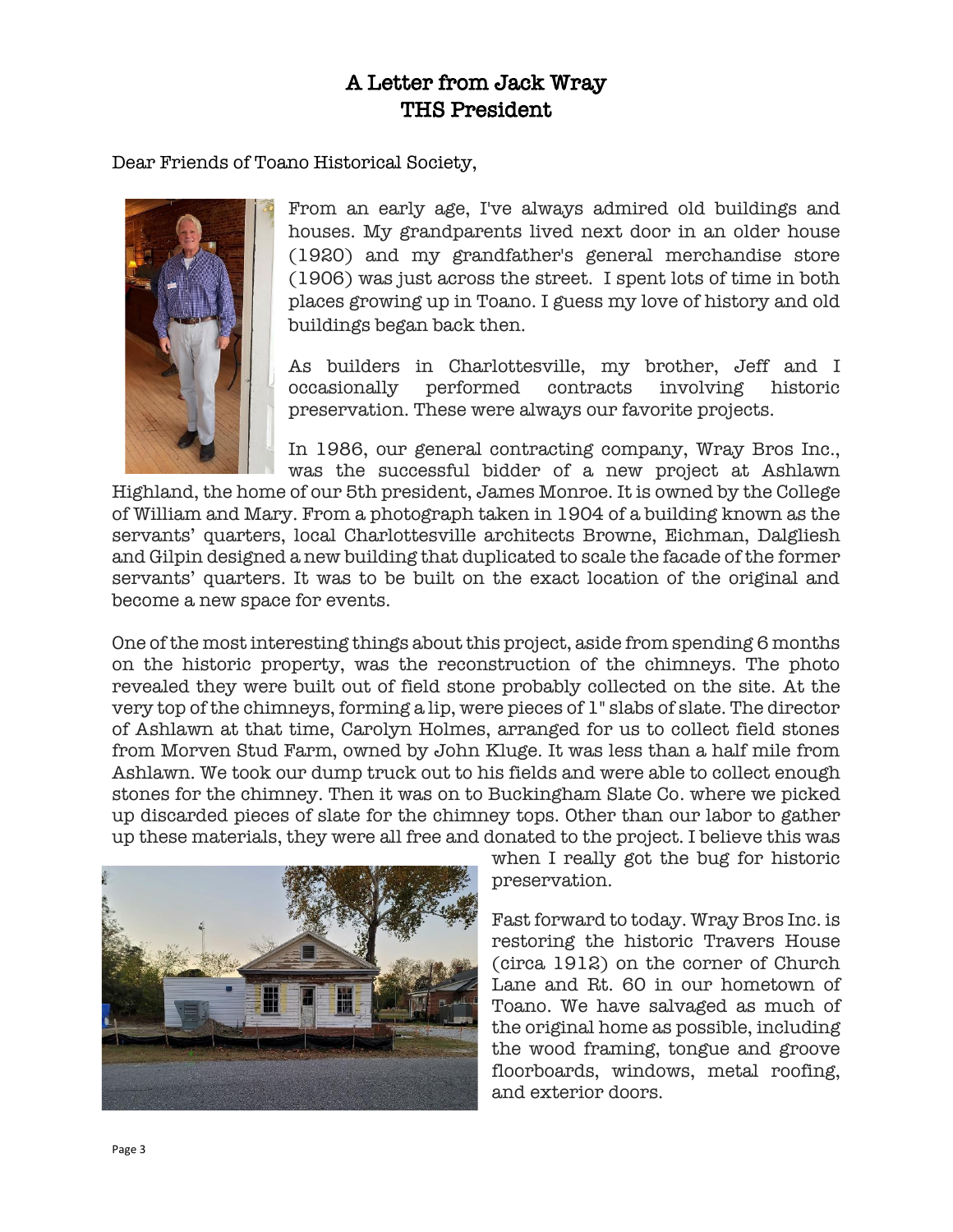# A Letter from Jack Wray
## THS President

Dear Friends of Toano Historical Society,

From an early age, I've always admired old buildings and houses. My grandparents lived next door in an older house (1920) and my grandfather's general merchandise store (1906) was just across the street. I spent lots of time in both places growing up in Toano. I guess my love of history and old buildings began back then.

As builders in Charlottesville, my brother, Jeff and I occasionally performed contracts involving historic preservation. These were always our favorite projects.

In 1986, our general contracting company, Wray Bros Inc., was the successful bidder of a new project at Ashlawn Highland, the home of our 5th president, James Monroe. It is owned by the College of William and Mary. From a photograph taken in 1904 of a building known as the servants' quarters, local Charlottesville architects Browne, Eichman, Dalgliesh and Gilpin designed a new building that duplicated to scale the facade of the former servants' quarters. It was to be built on the exact location of the original and become a new space for events.

One of the most interesting things about this project, aside from spending 6 months on the historic property, was the reconstruction of the chimneys. The photo revealed they were built out of field stone probably collected on the site. At the very top of the chimneys, forming a lip, were pieces of 1" slabs of slate. The director of Ashlawn at that time, Carolyn Holmes, arranged for us to collect field stones from Morven Stud Farm, owned by John Kluge. It was less than a half mile from Ashlawn. We took our dump truck out to his fields and were able to collect enough stones for the chimney. Then it was on to Buckingham Slate Co. where we picked up discarded pieces of slate for the chimney tops. Other than our labor to gather up these materials, they were all free and donated to the project. I believe this was when I really got the bug for historic preservation.

Fast forward to today. Wray Bros Inc. is restoring the historic Travers House (circa 1912) on the corner of Church Lane and Rt. 60 in our hometown of Toano. We have salvaged as much of the original home as possible, including the wood framing, tongue and groove floorboards, windows, metal roofing, and exterior doors.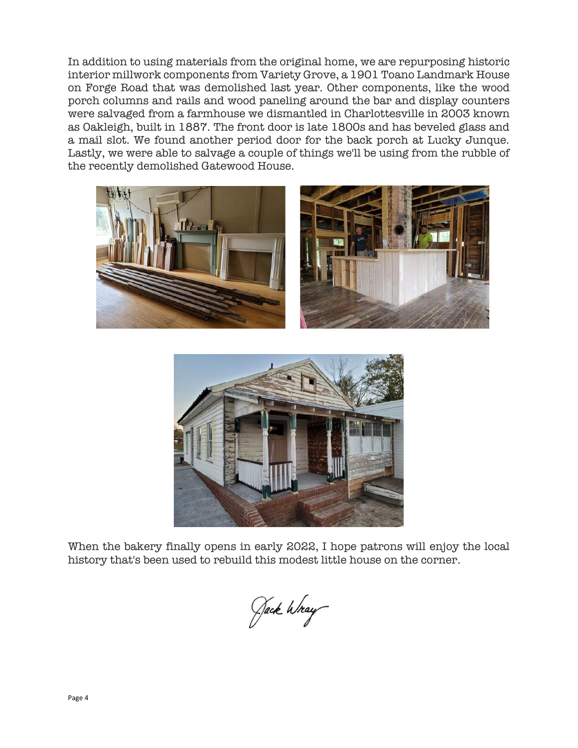In addition to using materials from the original home, we are repurposing historic interior millwork components from Variety Grove, a 1901 Toano Landmark House on Forge Road that was demolished last year. Other components, like the wood porch columns and rails and wood paneling around the bar and display counters were salvaged from a farmhouse we dismantled in Charlottesville in 2003 known as Oakleigh, built in 1887. The front door is late 1800s and has beveled glass and a mail slot. We found another period door for the back porch at Lucky Junque. Lastly, we were able to salvage a couple of things we'll be using from the rubble of the recently demolished Gatewood House.

When the bakery finally opens in early 2022, I hope patrons will enjoy the local history that's been used to rebuild this modest little house on the corner.

Jack Wray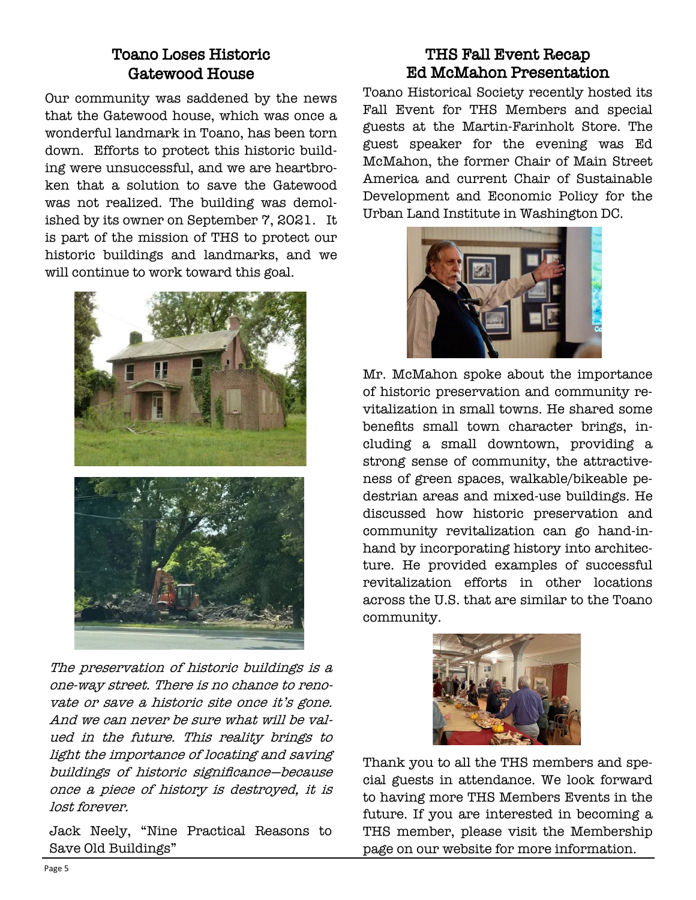## Toano Loses Historic Gatewood House

Our community was saddened by the news that the Gatewood house, which was once a wonderful landmark in Toano, has been torn down. Efforts to protect this historic building were unsuccessful, and we are heartbroken that a solution to save the Gatewood was not realized. The building was demolished by its owner on September 7, 2021. It is part of the mission of THS to protect our historic buildings and landmarks, and we will continue to work toward this goal.

*The preservation of historic buildings is a one-way street. There is no chance to renovate or save a historic site once it's gone. And we can never be sure what will be valued in the future. This reality brings to light the importance of locating and saving buildings of historic significance—because once a piece of history is destroyed, it is lost forever.*

Jack Neely, "Nine Practical Reasons to Save Old Buildings"

## THS Fall Event Recap Ed McMahon Presentation

Toano Historical Society recently hosted its Fall Event for THS Members and special guests at the Martin-Farinholt Store. The guest speaker for the evening was Ed McMahon, the former Chair of Main Street America and current Chair of Sustainable Development and Economic Policy for the Urban Land Institute in Washington DC.

Mr. McMahon spoke about the importance of historic preservation and community revitalization in small towns. He shared some benefits small town character brings, including a small downtown, providing a strong sense of community, the attractiveness of green spaces, walkable/bikeable pedestrian areas and mixed-use buildings. He discussed how historic preservation and community revitalization can go hand-in-hand by incorporating history into architecture. He provided examples of successful revitalization efforts in other locations across the U.S. that are similar to the Toano community.

Thank you to all the THS members and special guests in attendance. We look forward to having more THS Members Events in the future. If you are interested in becoming a THS member, please visit the Membership page on our website for more information.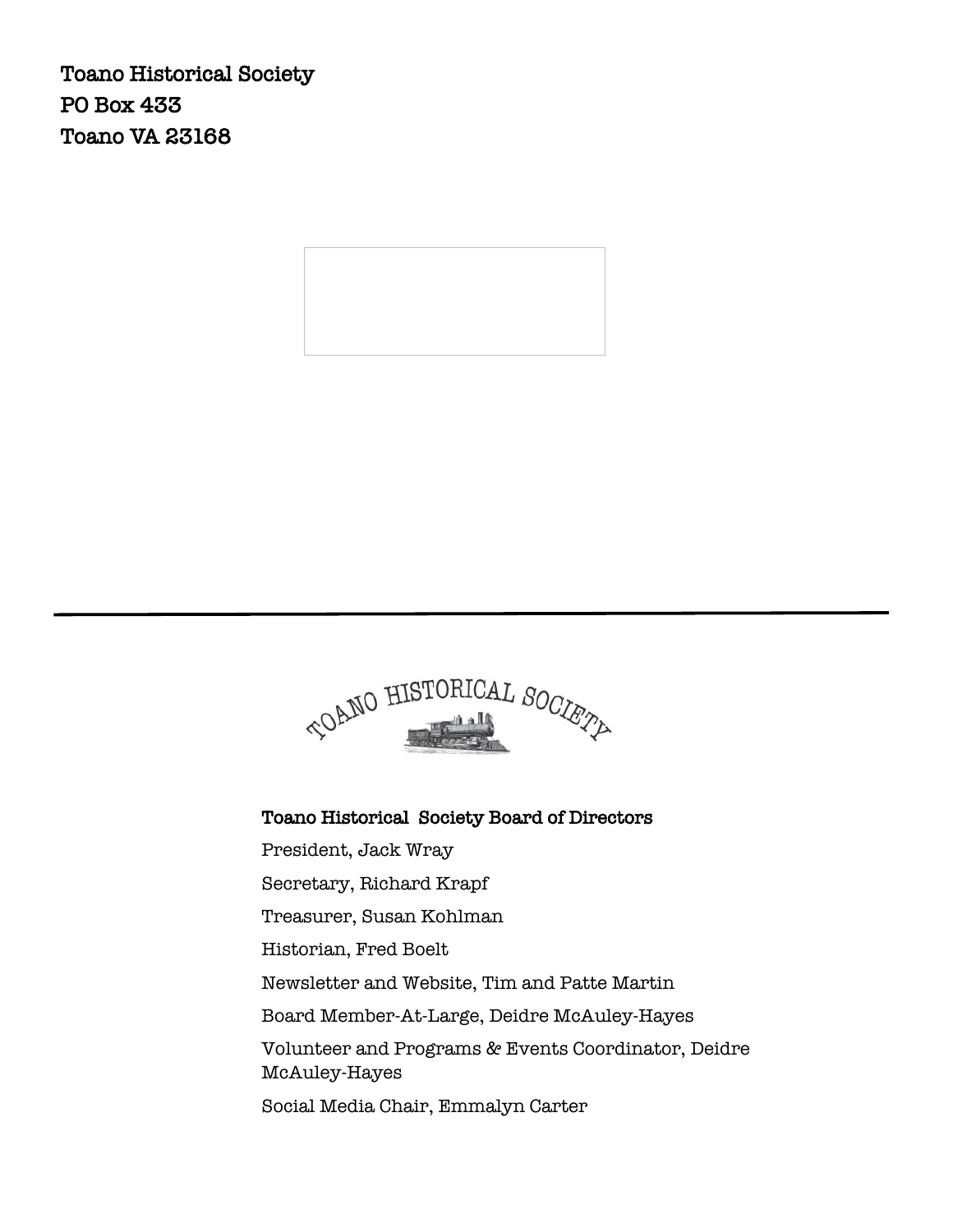Toano Historical Society
PO Box 433
Toano VA 23168

TOANO HISTORICAL SOCIETY

**Toano Historical Society Board of Directors**

President, Jack Wray

Secretary, Richard Krapf

Treasurer, Susan Kohlman

Historian, Fred Boelt

Newsletter and Website, Tim and Patte Martin

Board Member-At-Large, Deidre McAuley-Hayes

Volunteer and Programs & Events Coordinator, Deidre McAuley-Hayes

Social Media Chair, Emmalyn Carter